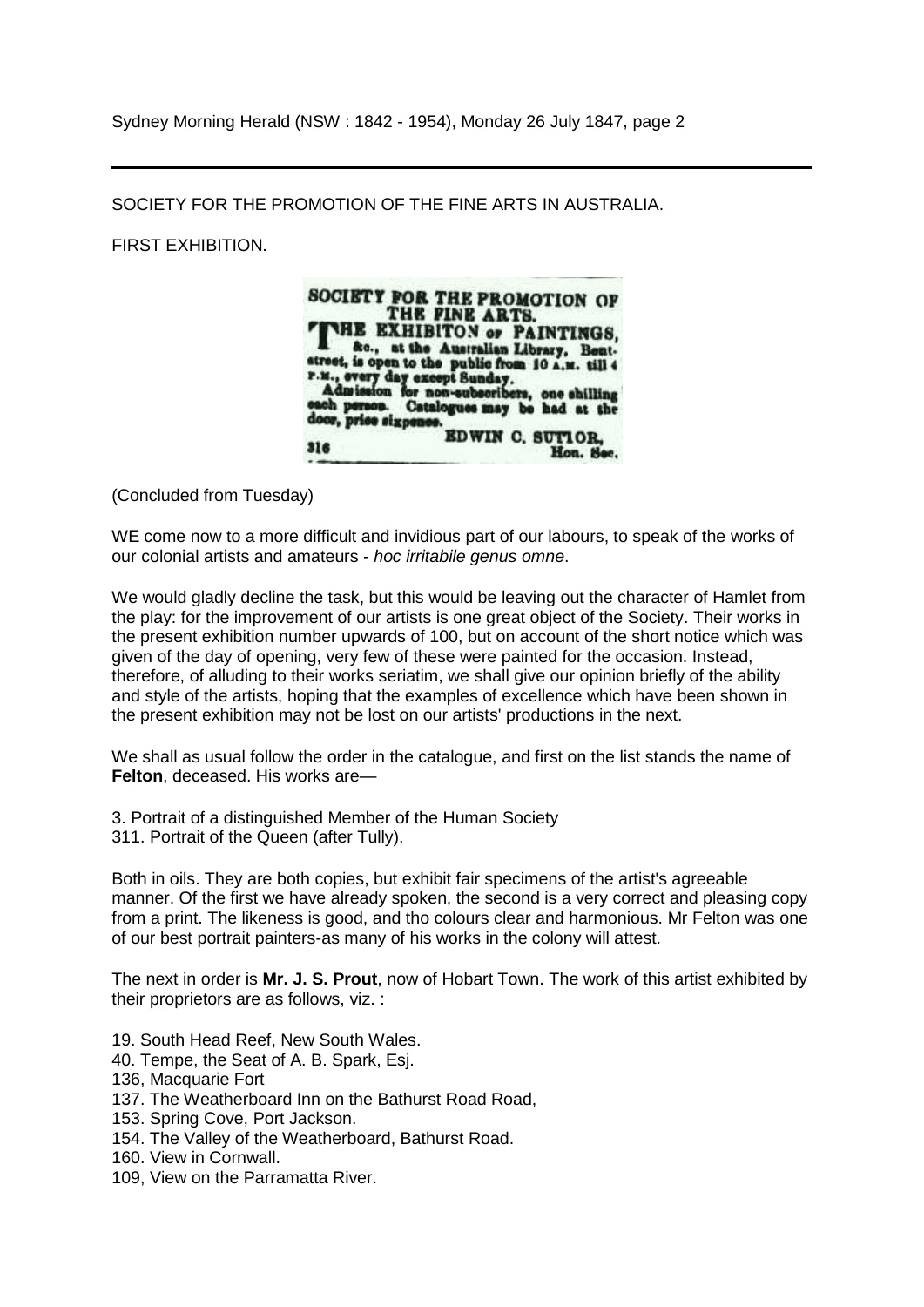Sydney Morning Herald (NSW : 1842 - 1954), Monday 26 July 1847, page 2

---

SOCIETY FOR THE PROMOTION OF THE FINE ARTS IN AUSTRALIA.

FIRST EXHIBITION.

SOCIETY FOR THE PROMOTION OF THE FINE ARTS.
THE EXHIBITON OF PAINTINGS, &c., at the Australian Library, Bent-street, is open to the public from 10 A.M. till 4 P.M., every day except Sunday.
Admission for non-subscribers, one shilling each person. Catalogues may be had at the door, price sixpence.
EDWIN C. SUTTOR, Hon. Sec.
316

(Concluded from Tuesday)

WE come now to a more difficult and invidious part of our labours, to speak of the works of our colonial artists and amateurs - *hoc irritabile genus omne*.

We would gladly decline the task, but this would be leaving out the character of Hamlet from the play: for the improvement of our artists is one great object of the Society. Their works in the present exhibition number upwards of 100, but on account of the short notice which was given of the day of opening, very few of these were painted for the occasion. Instead, therefore, of alluding to their works seriatim, we shall give our opinion briefly of the ability and style of the artists, hoping that the examples of excellence which have been shown in the present exhibition may not be lost on our artists' productions in the next.

We shall as usual follow the order in the catalogue, and first on the list stands the name of **Felton**, deceased. His works are—

3. Portrait of a distinguished Member of the Human Society
311. Portrait of the Queen (after Tully).

Both in oils. They are both copies, but exhibit fair specimens of the artist's agreeable manner. Of the first we have already spoken, the second is a very correct and pleasing copy from a print. The likeness is good, and tho colours clear and harmonious. Mr Felton was one of our best portrait painters-as many of his works in the colony will attest.

The next in order is **Mr. J. S. Prout**, now of Hobart Town. The work of this artist exhibited by their proprietors are as follows, viz. :

19. South Head Reef, New South Wales.
40. Tempe, the Seat of A. B. Spark, Esj.
136, Macquarie Fort
137. The Weatherboard Inn on the Bathurst Road Road,
153. Spring Cove, Port Jackson.
154. The Valley of the Weatherboard, Bathurst Road.
160. View in Cornwall.
109, View on the Parramatta River.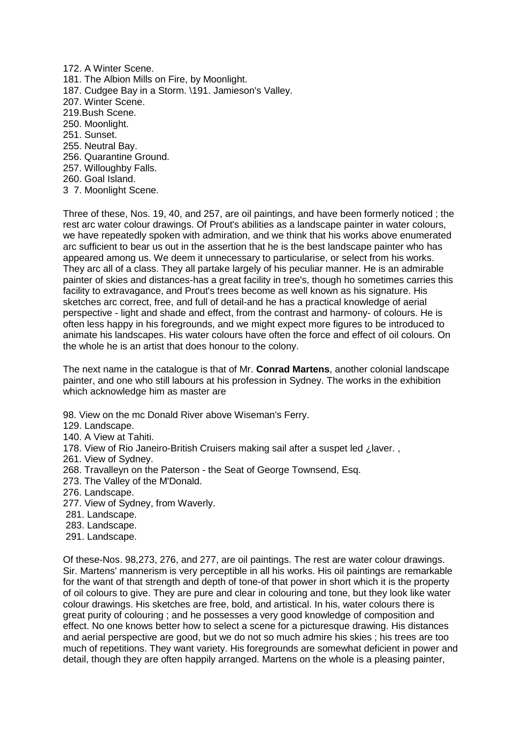172. A Winter Scene.
181. The Albion Mills on Fire, by Moonlight.
187. Cudgee Bay in a Storm. \191. Jamieson's Valley.
207. Winter Scene.
219.Bush Scene.
250. Moonlight.
251. Sunset.
255. Neutral Bay.
256. Quarantine Ground.
257. Willoughby Falls.
260. Goal Island.
3 7. Moonlight Scene.

Three of these, Nos. 19, 40, and 257, are oil paintings, and have been formerly noticed ; the rest arc water colour drawings. Of Prout's abilities as a landscape painter in water colours, we have repeatedly spoken with admiration, and we think that his works above enumerated arc sufficient to bear us out in the assertion that he is the best landscape painter who has appeared among us. We deem it unnecessary to particularise, or select from his works. They arc all of a class. They all partake largely of his peculiar manner. He is an admirable painter of skies and distances-has a great facility in tree's, though ho sometimes carries this facility to extravagance, and Prout's trees become as well known as his signature. His sketches arc correct, free, and full of detail-and he has a practical knowledge of aerial perspective - light and shade and effect, from the contrast and harmony- of colours. He is often less happy in his foregrounds, and we might expect more figures to be introduced to animate his landscapes. His water colours have often the force and effect of oil colours. On the whole he is an artist that does honour to the colony.

The next name in the catalogue is that of Mr. **Conrad Martens**, another colonial landscape painter, and one who still labours at his profession in Sydney. The works in the exhibition which acknowledge him as master are

98. View on the mc Donald River above Wiseman's Ferry.
129. Landscape.
140. A View at Tahiti.
178. View of Rio Janeiro-British Cruisers making sail after a suspet led ¿laver. ,
261. View of Sydney.
268. Travalleyn on the Paterson - the Seat of George Townsend, Esq.
273. The Valley of the M'Donald.
276. Landscape.
277. View of Sydney, from Waverly.
281. Landscape.
283. Landscape.
291. Landscape.

Of these-Nos. 98,273, 276, and 277, are oil paintings. The rest are water colour drawings. Sir. Martens' mannerism is very perceptible in all his works. His oil paintings are remarkable for the want of that strength and depth of tone-of that power in short which it is the property of oil colours to give. They are pure and clear in colouring and tone, but they look like water colour drawings. His sketches are free, bold, and artistical. In his, water colours there is great purity of colouring ; and he possesses a very good knowledge of composition and effect. No one knows better how to select a scene for a picturesque drawing. His distances and aerial perspective are good, but we do not so much admire his skies ; his trees are too much of repetitions. They want variety. His foregrounds are somewhat deficient in power and detail, though they are often happily arranged. Martens on the whole is a pleasing painter,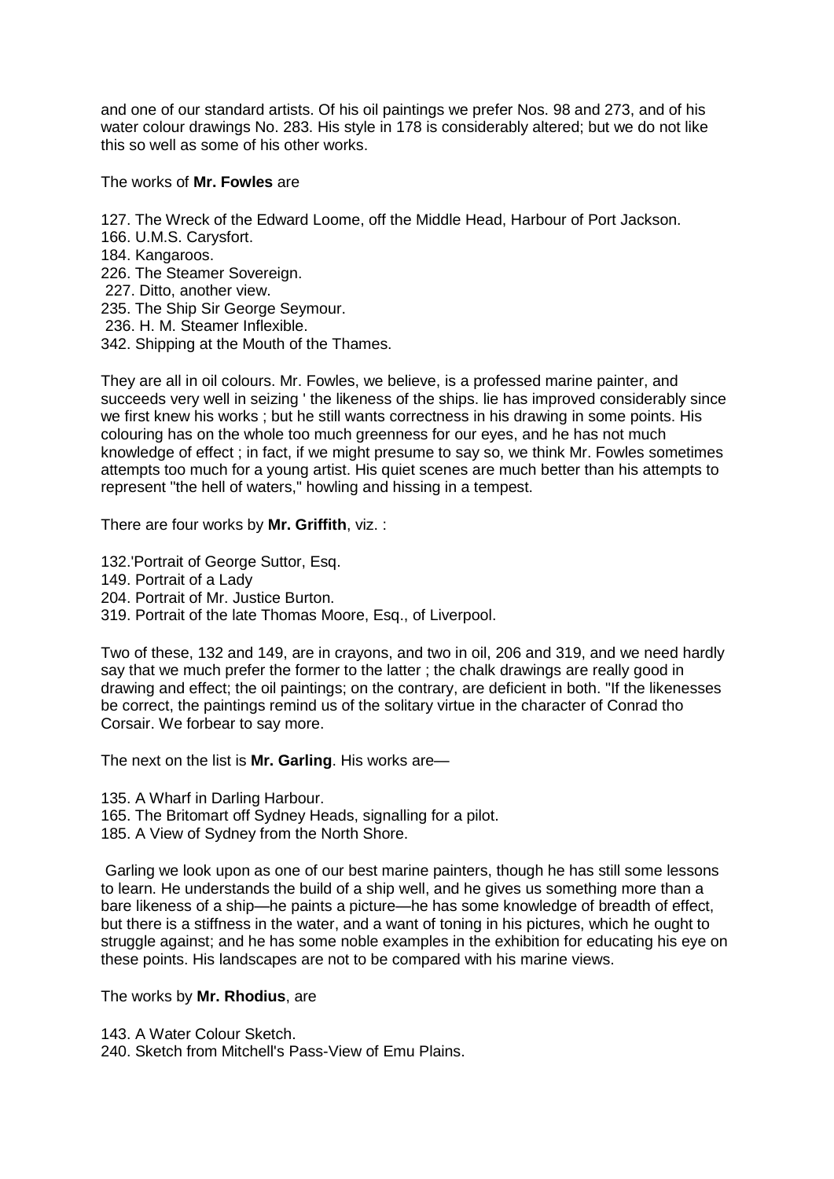and one of our standard artists. Of his oil paintings we prefer Nos. 98 and 273, and of his water colour drawings No. 283. His style in 178 is considerably altered; but we do not like this so well as some of his other works.

The works of **Mr. Fowles** are

127. The Wreck of the Edward Loome, off the Middle Head, Harbour of Port Jackson.
166. U.M.S. Carysfort.
184. Kangaroos.
226. The Steamer Sovereign.
227. Ditto, another view.
235. The Ship Sir George Seymour.
236. H. M. Steamer Inflexible.
342. Shipping at the Mouth of the Thames.

They are all in oil colours. Mr. Fowles, we believe, is a professed marine painter, and succeeds very well in seizing ' the likeness of the ships. lie has improved considerably since we first knew his works ; but he still wants correctness in his drawing in some points. His colouring has on the whole too much greenness for our eyes, and he has not much knowledge of effect ; in fact, if we might presume to say so, we think Mr. Fowles sometimes attempts too much for a young artist. His quiet scenes are much better than his attempts to represent "the hell of waters," howling and hissing in a tempest.

There are four works by **Mr. Griffith**, viz. :

132.'Portrait of George Suttor, Esq.
149. Portrait of a Lady
204. Portrait of Mr. Justice Burton.
319. Portrait of the late Thomas Moore, Esq., of Liverpool.

Two of these, 132 and 149, are in crayons, and two in oil, 206 and 319, and we need hardly say that we much prefer the former to the latter ; the chalk drawings are really good in drawing and effect; the oil paintings; on the contrary, are deficient in both. "If the likenesses be correct, the paintings remind us of the solitary virtue in the character of Conrad tho Corsair. We forbear to say more.

The next on the list is **Mr. Garling**. His works are—

135. A Wharf in Darling Harbour.
165. The Britomart off Sydney Heads, signalling for a pilot.
185. A View of Sydney from the North Shore.

Garling we look upon as one of our best marine painters, though he has still some lessons to learn. He understands the build of a ship well, and he gives us something more than a bare likeness of a ship—he paints a picture—he has some knowledge of breadth of effect, but there is a stiffness in the water, and a want of toning in his pictures, which he ought to struggle against; and he has some noble examples in the exhibition for educating his eye on these points. His landscapes are not to be compared with his marine views.

The works by **Mr. Rhodius**, are

143. A Water Colour Sketch.
240. Sketch from Mitchell's Pass-View of Emu Plains.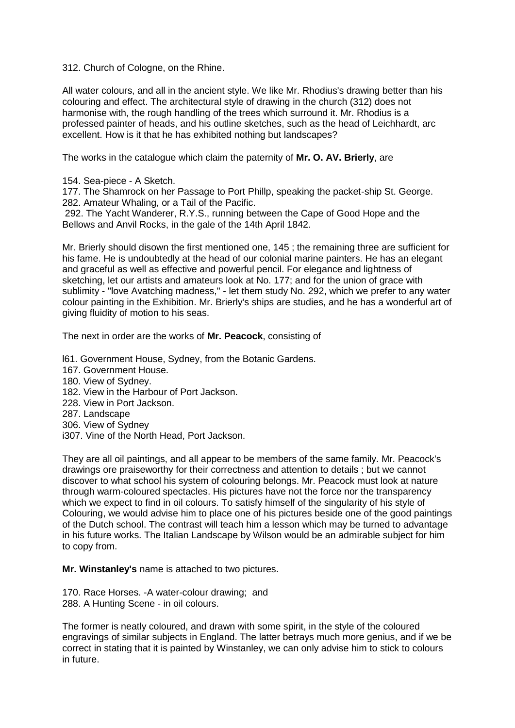312. Church of Cologne, on the Rhine.

All water colours, and all in the ancient style. We like Mr. Rhodius's drawing better than his colouring and effect. The architectural style of drawing in the church (312) does not harmonise with, the rough handling of the trees which surround it. Mr. Rhodius is a professed painter of heads, and his outline sketches, such as the head of Leichhardt, arc excellent. How is it that he has exhibited nothing but landscapes?

The works in the catalogue which claim the paternity of **Mr. O. AV. Brierly**, are

154. Sea-piece - A Sketch.
177. The Shamrock on her Passage to Port Phillp, speaking the packet-ship St. George.
282. Amateur Whaling, or a Tail of the Pacific.
292. The Yacht Wanderer, R.Y.S., running between the Cape of Good Hope and the Bellows and Anvil Rocks, in the gale of the 14th April 1842.

Mr. Brierly should disown the first mentioned one, 145 ; the remaining three are sufficient for his fame. He is undoubtedly at the head of our colonial marine painters. He has an elegant and graceful as well as effective and powerful pencil. For elegance and lightness of sketching, let our artists and amateurs look at No. 177; and for the union of grace with sublimity - "love Avatching madness," - let them study No. 292, which we prefer to any water colour painting in the Exhibition. Mr. Brierly's ships are studies, and he has a wonderful art of giving fluidity of motion to his seas.

The next in order are the works of **Mr. Peacock**, consisting of

l61. Government House, Sydney, from the Botanic Gardens.
167. Government House.
180. View of Sydney.
182. View in the Harbour of Port Jackson.
228. View in Port Jackson.
287. Landscape
306. View of Sydney
i307. Vine of the North Head, Port Jackson.

They are all oil paintings, and all appear to be members of the same family. Mr. Peacock's drawings ore praiseworthy for their correctness and attention to details ; but we cannot discover to what school his system of colouring belongs. Mr. Peacock must look at nature through warm-coloured spectacles. His pictures have not the force nor the transparency which we expect to find in oil colours. To satisfy himself of the singularity of his style of Colouring, we would advise him to place one of his pictures beside one of the good paintings of the Dutch school. The contrast will teach him a lesson which may be turned to advantage in his future works. The Italian Landscape by Wilson would be an admirable subject for him to copy from.

**Mr. Winstanley's** name is attached to two pictures.

170. Race Horses. -A water-colour drawing; and
288. A Hunting Scene - in oil colours.

The former is neatly coloured, and drawn with some spirit, in the style of the coloured engravings of similar subjects in England. The latter betrays much more genius, and if we be correct in stating that it is painted by Winstanley, we can only advise him to stick to colours in future.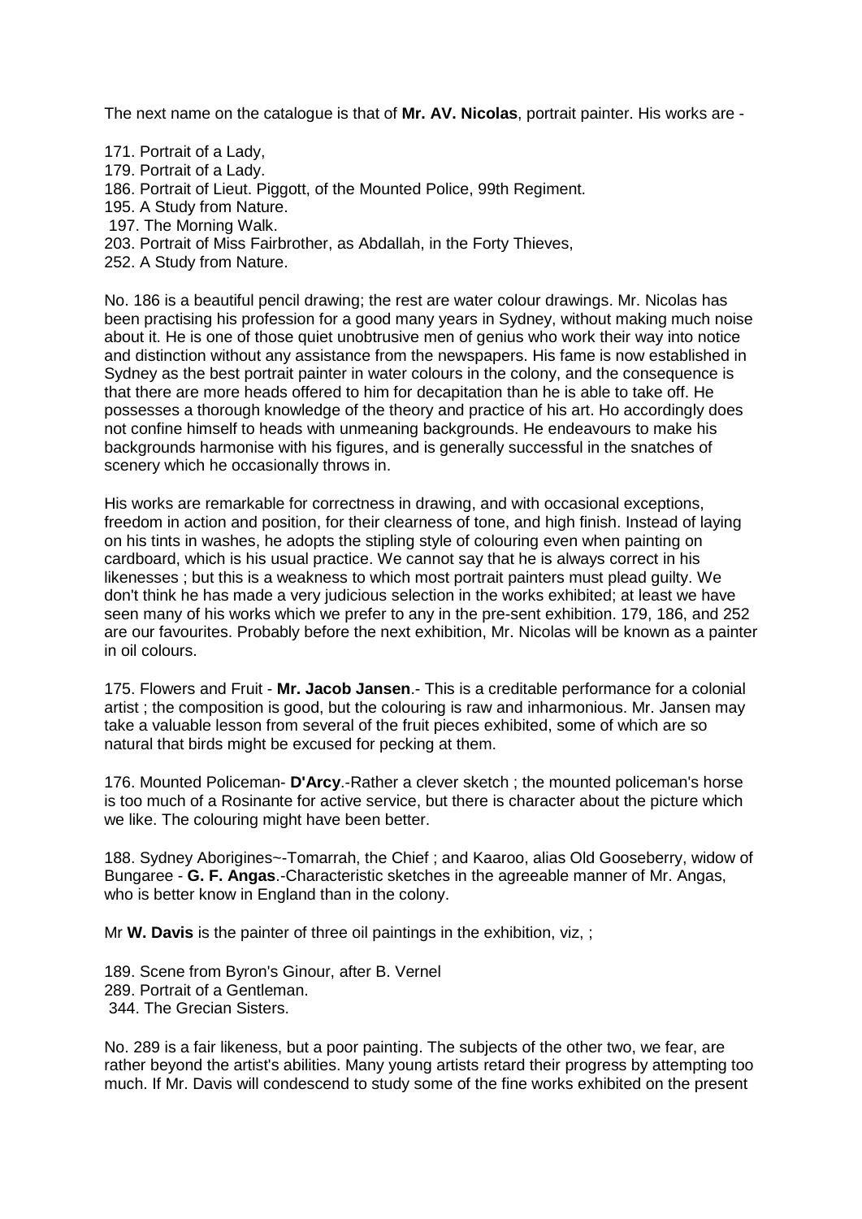The next name on the catalogue is that of **Mr. AV. Nicolas**, portrait painter. His works are -

171. Portrait of a Lady,
179. Portrait of a Lady.
186. Portrait of Lieut. Piggott, of the Mounted Police, 99th Regiment.
195. A Study from Nature.
197. The Morning Walk.
203. Portrait of Miss Fairbrother, as Abdallah, in the Forty Thieves,
252. A Study from Nature.

No. 186 is a beautiful pencil drawing; the rest are water colour drawings. Mr. Nicolas has been practising his profession for a good many years in Sydney, without making much noise about it. He is one of those quiet unobtrusive men of genius who work their way into notice and distinction without any assistance from the newspapers. His fame is now established in Sydney as the best portrait painter in water colours in the colony, and the consequence is that there are more heads offered to him for decapitation than he is able to take off. He possesses a thorough knowledge of the theory and practice of his art. Ho accordingly does not confine himself to heads with unmeaning backgrounds. He endeavours to make his backgrounds harmonise with his figures, and is generally successful in the snatches of scenery which he occasionally throws in.

His works are remarkable for correctness in drawing, and with occasional exceptions, freedom in action and position, for their clearness of tone, and high finish. Instead of laying on his tints in washes, he adopts the stipling style of colouring even when painting on cardboard, which is his usual practice. We cannot say that he is always correct in his likenesses ; but this is a weakness to which most portrait painters must plead guilty. We don't think he has made a very judicious selection in the works exhibited; at least we have seen many of his works which we prefer to any in the pre-sent exhibition. 179, 186, and 252 are our favourites. Probably before the next exhibition, Mr. Nicolas will be known as a painter in oil colours.

175. Flowers and Fruit - **Mr. Jacob Jansen**.- This is a creditable performance for a colonial artist ; the composition is good, but the colouring is raw and inharmonious. Mr. Jansen may take a valuable lesson from several of the fruit pieces exhibited, some of which are so natural that birds might be excused for pecking at them.

176. Mounted Policeman- **D'Arcy**.-Rather a clever sketch ; the mounted policeman's horse is too much of a Rosinante for active service, but there is character about the picture which we like. The colouring might have been better.

188. Sydney Aborigines~-Tomarrah, the Chief ; and Kaaroo, alias Old Gooseberry, widow of Bungaree - **G. F. Angas**.-Characteristic sketches in the agreeable manner of Mr. Angas, who is better know in England than in the colony.

Mr **W. Davis** is the painter of three oil paintings in the exhibition, viz, ;

189. Scene from Byron's Ginour, after B. Vernel
289. Portrait of a Gentleman.
344. The Grecian Sisters.

No. 289 is a fair likeness, but a poor painting. The subjects of the other two, we fear, are rather beyond the artist's abilities. Many young artists retard their progress by attempting too much. If Mr. Davis will condescend to study some of the fine works exhibited on the present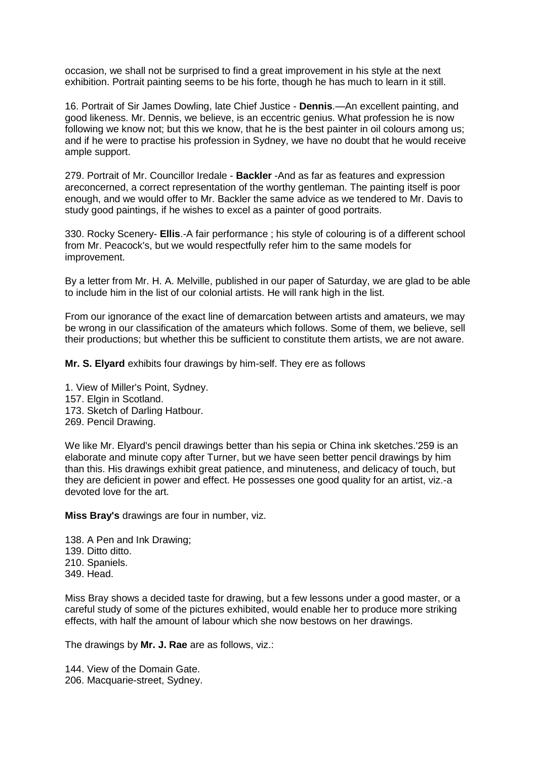occasion, we shall not be surprised to find a great improvement in his style at the next exhibition. Portrait painting seems to be his forte, though he has much to learn in it still.

16. Portrait of Sir James Dowling, late Chief Justice - **Dennis**.—An excellent painting, and good likeness. Mr. Dennis, we believe, is an eccentric genius. What profession he is now following we know not; but this we know, that he is the best painter in oil colours among us; and if he were to practise his profession in Sydney, we have no doubt that he would receive ample support.

279. Portrait of Mr. Councillor Iredale - **Backler** -And as far as features and expression areconcerned, a correct representation of the worthy gentleman. The painting itself is poor enough, and we would offer to Mr. Backler the same advice as we tendered to Mr. Davis to study good paintings, if he wishes to excel as a painter of good portraits.

330. Rocky Scenery- **Ellis**.-A fair performance ; his style of colouring is of a different school from Mr. Peacock's, but we would respectfully refer him to the same models for improvement.

By a letter from Mr. H. A. Melville, published in our paper of Saturday, we are glad to be able to include him in the list of our colonial artists. He will rank high in the list.

From our ignorance of the exact line of demarcation between artists and amateurs, we may be wrong in our classification of the amateurs which follows. Some of them, we believe, sell their productions; but whether this be sufficient to constitute them artists, we are not aware.

**Mr. S. Elyard** exhibits four drawings by him-self. They ere as follows

1. View of Miller's Point, Sydney.
157. Elgin in Scotland.
173. Sketch of Darling Hatbour.
269. Pencil Drawing.

We like Mr. Elyard's pencil drawings better than his sepia or China ink sketches.'259 is an elaborate and minute copy after Turner, but we have seen better pencil drawings by him than this. His drawings exhibit great patience, and minuteness, and delicacy of touch, but they are deficient in power and effect. He possesses one good quality for an artist, viz.-a devoted love for the art.

**Miss Bray's** drawings are four in number, viz.

138. A Pen and Ink Drawing;
139. Ditto ditto.
210. Spaniels.
349. Head.

Miss Bray shows a decided taste for drawing, but a few lessons under a good master, or a careful study of some of the pictures exhibited, would enable her to produce more striking effects, with half the amount of labour which she now bestows on her drawings.

The drawings by **Mr. J. Rae** are as follows, viz.:

144. View of the Domain Gate.
206. Macquarie-street, Sydney.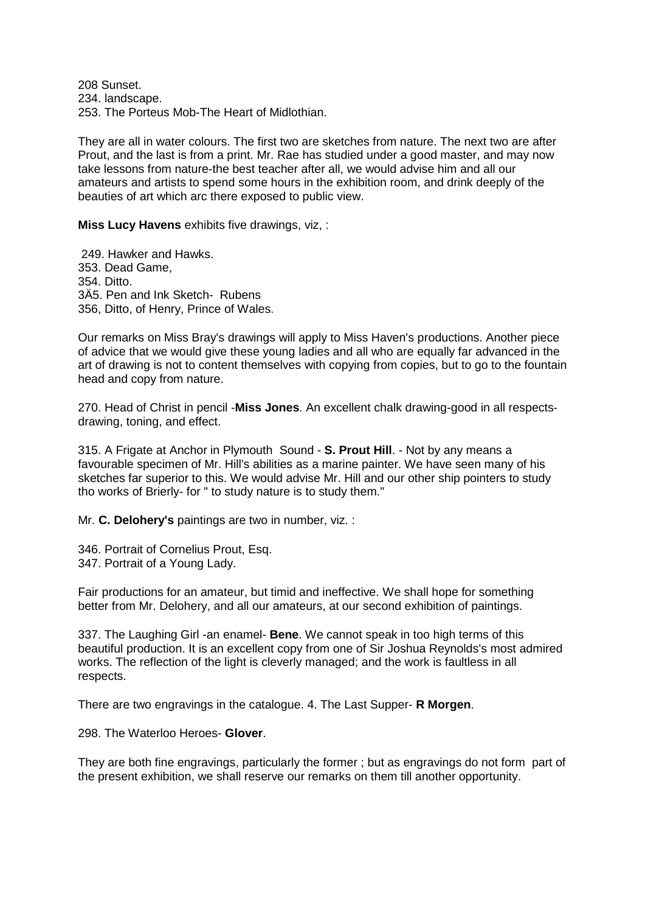208 Sunset.
234. landscape.
253. The Porteus Mob-The Heart of Midlothian.

They are all in water colours. The first two are sketches from nature. The next two are after Prout, and the last is from a print. Mr. Rae has studied under a good master, and may now take lessons from nature-the best teacher after all, we would advise him and all our amateurs and artists to spend some hours in the exhibition room, and drink deeply of the beauties of art which arc there exposed to public view.

**Miss Lucy Havens** exhibits five drawings, viz, :

249. Hawker and Hawks.
353. Dead Game,
354. Ditto.
3Ä5. Pen and Ink Sketch- Rubens
356, Ditto, of Henry, Prince of Wales.

Our remarks on Miss Bray's drawings will apply to Miss Haven's productions. Another piece of advice that we would give these young ladies and all who are equally far advanced in the art of drawing is not to content themselves with copying from copies, but to go to the fountain head and copy from nature.

270. Head of Christ in pencil -**Miss Jones**. An excellent chalk drawing-good in all respects-drawing, toning, and effect.

315. A Frigate at Anchor in Plymouth Sound - **S. Prout Hill**. - Not by any means a favourable specimen of Mr. Hill's abilities as a marine painter. We have seen many of his sketches far superior to this. We would advise Mr. Hill and our other ship pointers to study tho works of Brierly- for " to study nature is to study them."

Mr. **C. Delohery's** paintings are two in number, viz. :

346. Portrait of Cornelius Prout, Esq.
347. Portrait of a Young Lady.

Fair productions for an amateur, but timid and ineffective. We shall hope for something better from Mr. Delohery, and all our amateurs, at our second exhibition of paintings.

337. The Laughing Girl -an enamel- **Bene**. We cannot speak in too high terms of this beautiful production. It is an excellent copy from one of Sir Joshua Reynolds's most admired works. The reflection of the light is cleverly managed; and the work is faultless in all respects.

There are two engravings in the catalogue. 4. The Last Supper- **R Morgen**.

298. The Waterloo Heroes- **Glover**.

They are both fine engravings, particularly the former ; but as engravings do not form part of the present exhibition, we shall reserve our remarks on them till another opportunity.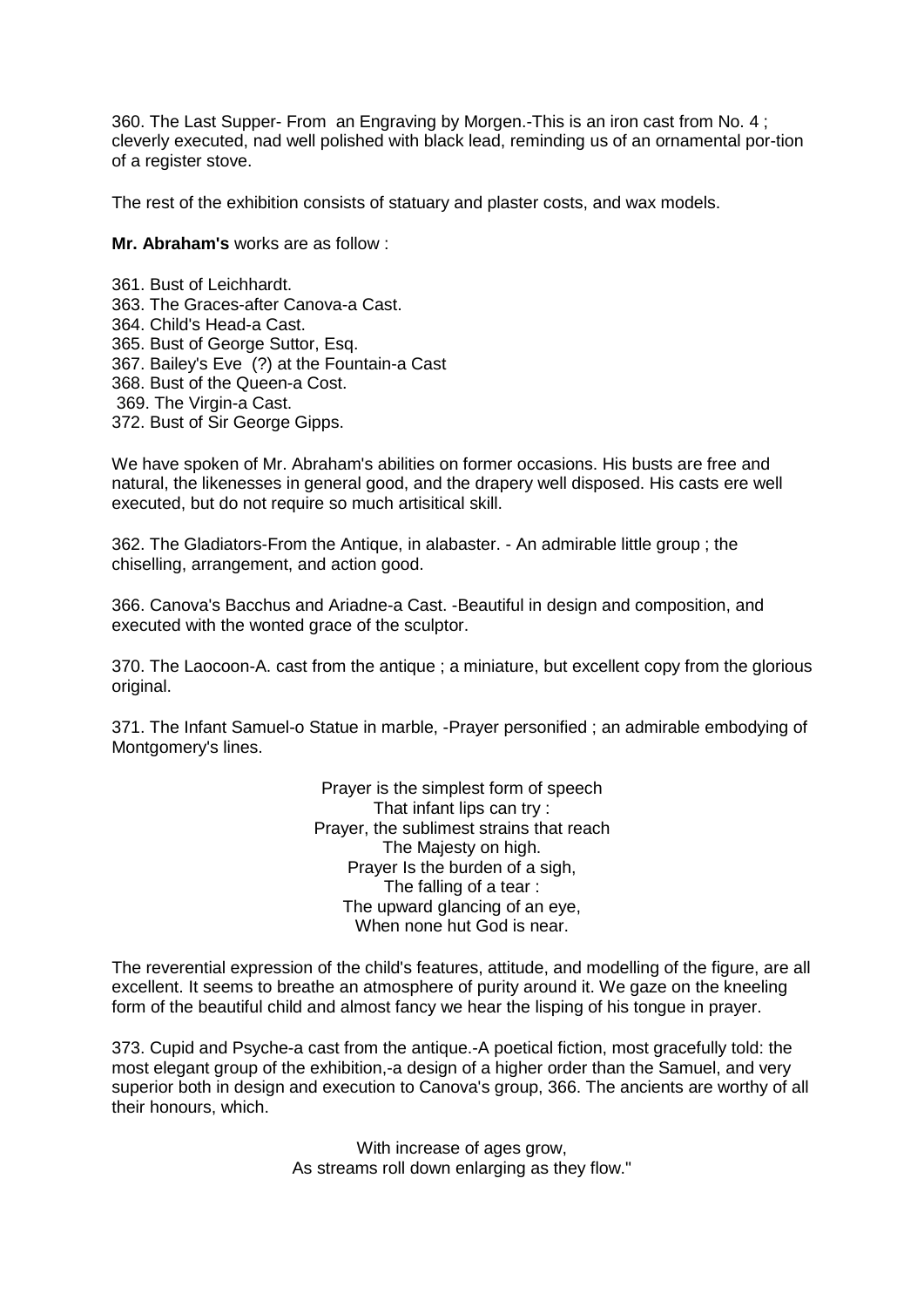360. The Last Supper- From an Engraving by Morgen.-This is an iron cast from No. 4 ; cleverly executed, nad well polished with black lead, reminding us of an ornamental por-tion of a register stove.

The rest of the exhibition consists of statuary and plaster costs, and wax models.

**Mr. Abraham's** works are as follow :

361. Bust of Leichhardt.
363. The Graces-after Canova-a Cast.
364. Child's Head-a Cast.
365. Bust of George Suttor, Esq.
367. Bailey's Eve (?) at the Fountain-a Cast
368. Bust of the Queen-a Cost.
369. The Virgin-a Cast.
372. Bust of Sir George Gipps.

We have spoken of Mr. Abraham's abilities on former occasions. His busts are free and natural, the likenesses in general good, and the drapery well disposed. His casts ere well executed, but do not require so much artisitical skill.

362. The Gladiators-From the Antique, in alabaster. - An admirable little group ; the chiselling, arrangement, and action good.

366. Canova's Bacchus and Ariadne-a Cast. -Beautiful in design and composition, and executed with the wonted grace of the sculptor.

370. The Laocoon-A. cast from the antique ; a miniature, but excellent copy from the glorious original.

371. The Infant Samuel-o Statue in marble, -Prayer personified ; an admirable embodying of Montgomery's lines.

Prayer is the simplest form of speech
That infant lips can try :
Prayer, the sublimest strains that reach
The Majesty on high.
Prayer Is the burden of a sigh,
The falling of a tear :
The upward glancing of an eye,
When none hut God is near.

The reverential expression of the child's features, attitude, and modelling of the figure, are all excellent. It seems to breathe an atmosphere of purity around it. We gaze on the kneeling form of the beautiful child and almost fancy we hear the lisping of his tongue in prayer.

373. Cupid and Psyche-a cast from the antique.-A poetical fiction, most gracefully told: the most elegant group of the exhibition,-a design of a higher order than the Samuel, and very superior both in design and execution to Canova's group, 366. The ancients are worthy of all their honours, which.

With increase of ages grow,
As streams roll down enlarging as they flow."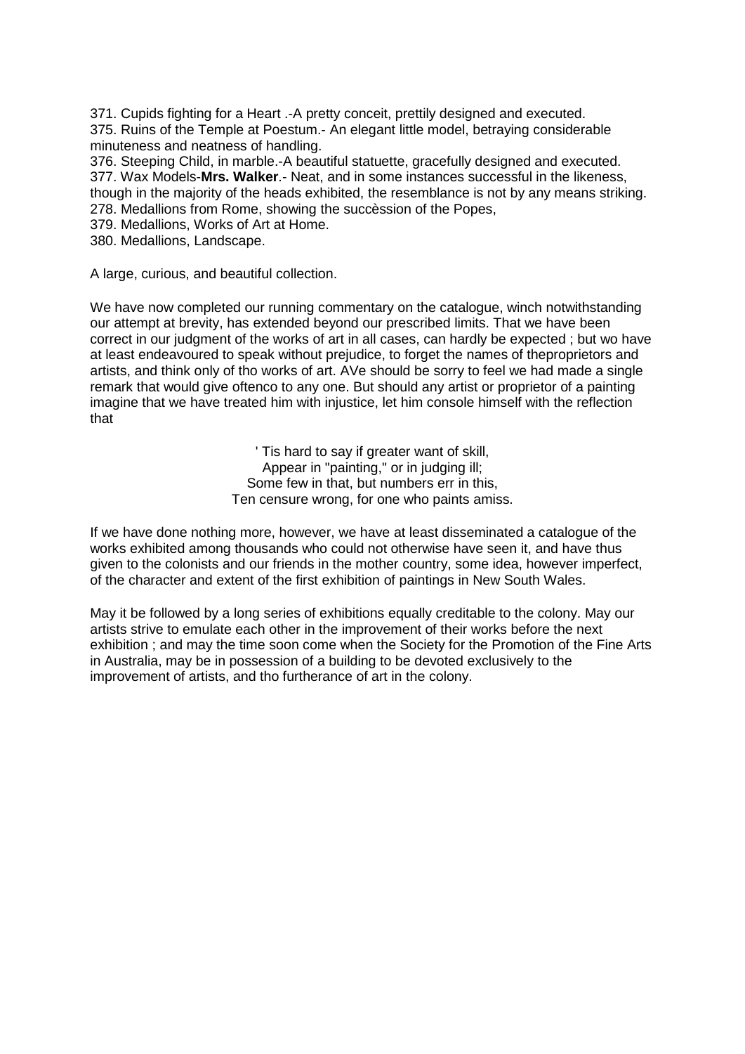371. Cupids fighting for a Heart .-A pretty conceit, prettily designed and executed.
375. Ruins of the Temple at Poestum.- An elegant little model, betraying considerable minuteness and neatness of handling.
376. Steeping Child, in marble.-A beautiful statuette, gracefully designed and executed.
377. Wax Models-**Mrs. Walker**.- Neat, and in some instances successful in the likeness, though in the majority of the heads exhibited, the resemblance is not by any means striking.
278. Medallions from Rome, showing the succèssion of the Popes,
379. Medallions, Works of Art at Home.
380. Medallions, Landscape.

A large, curious, and beautiful collection.

We have now completed our running commentary on the catalogue, winch notwithstanding our attempt at brevity, has extended beyond our prescribed limits. That we have been correct in our judgment of the works of art in all cases, can hardly be expected ; but wo have at least endeavoured to speak without prejudice, to forget the names of theproprietors and artists, and think only of tho works of art. AVe should be sorry to feel we had made a single remark that would give oftenco to any one. But should any artist or proprietor of a painting imagine that we have treated him with injustice, let him console himself with the reflection that

' Tis hard to say if greater want of skill,
Appear in "painting," or in judging ill;
Some few in that, but numbers err in this,
Ten censure wrong, for one who paints amiss.

If we have done nothing more, however, we have at least disseminated a catalogue of the works exhibited among thousands who could not otherwise have seen it, and have thus given to the colonists and our friends in the mother country, some idea, however imperfect, of the character and extent of the first exhibition of paintings in New South Wales.

May it be followed by a long series of exhibitions equally creditable to the colony. May our artists strive to emulate each other in the improvement of their works before the next exhibition ; and may the time soon come when the Society for the Promotion of the Fine Arts in Australia, may be in possession of a building to be devoted exclusively to the improvement of artists, and tho furtherance of art in the colony.